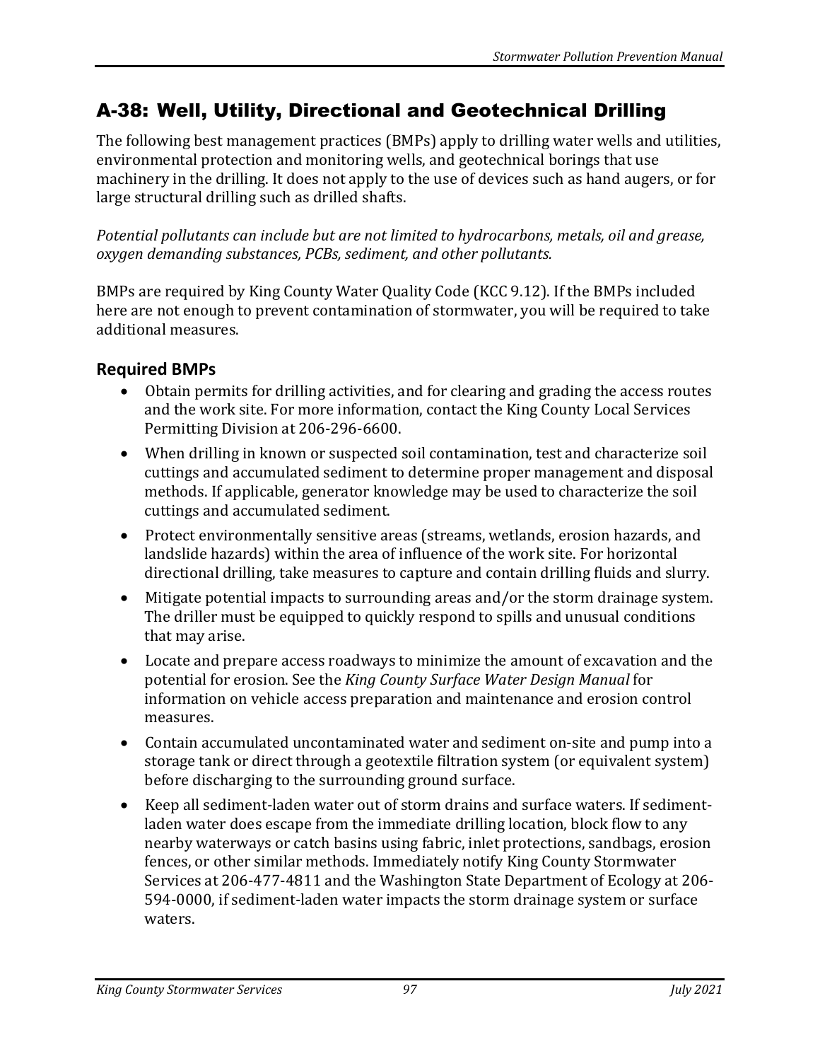# A-38: Well, Utility, Directional and Geotechnical Drilling

The following best management practices (BMPs) apply to drilling water wells and utilities, environmental protection and monitoring wells, and geotechnical borings that use machinery in the drilling. It does not apply to the use of devices such as hand augers, or for large structural drilling such as drilled shafts.

*Potential pollutants can include but are not limited to hydrocarbons, metals, oil and grease, oxygen demanding substances, PCBs, sediment, and other pollutants.*

BMPs are required by King County Water Quality Code (KCC 9.12). If the BMPs included here are not enough to prevent contamination of stormwater, you will be required to take additional measures.

## Required BMPs

- Obtain permits for drilling activities, and for clearing and grading the access routes and the work site. For more information, contact the King County Local Services Permitting Division at 206-296-6600.
- When drilling in known or suspected soil contamination, test and characterize soil cuttings and accumulated sediment to determine proper management and disposal methods. If applicable, generator knowledge may be used to characterize the soil cuttings and accumulated sediment.
- Protect environmentally sensitive areas (streams, wetlands, erosion hazards, and landslide hazards) within the area of influence of the work site. For horizontal directional drilling, take measures to capture and contain drilling fluids and slurry.
- Mitigate potential impacts to surrounding areas and/or the storm drainage system. The driller must be equipped to quickly respond to spills and unusual conditions that may arise.
- Locate and prepare access roadways to minimize the amount of excavation and the potential for erosion. See the *King County Surface Water Design Manual* for information on vehicle access preparation and maintenance and erosion control measures.
- Contain accumulated uncontaminated water and sediment on-site and pump into a storage tank or direct through a geotextile filtration system (or equivalent system) before discharging to the surrounding ground surface.
- Keep all sediment-laden water out of storm drains and surface waters. If sediment-laden water does escape from the immediate drilling location, block flow to any nearby waterways or catch basins using fabric, inlet protections, sandbags, erosion fences, or other similar methods. Immediately notify King County Stormwater Services at 206-477-4811 and the Washington State Department of Ecology at 206-594-0000, if sediment-laden water impacts the storm drainage system or surface waters.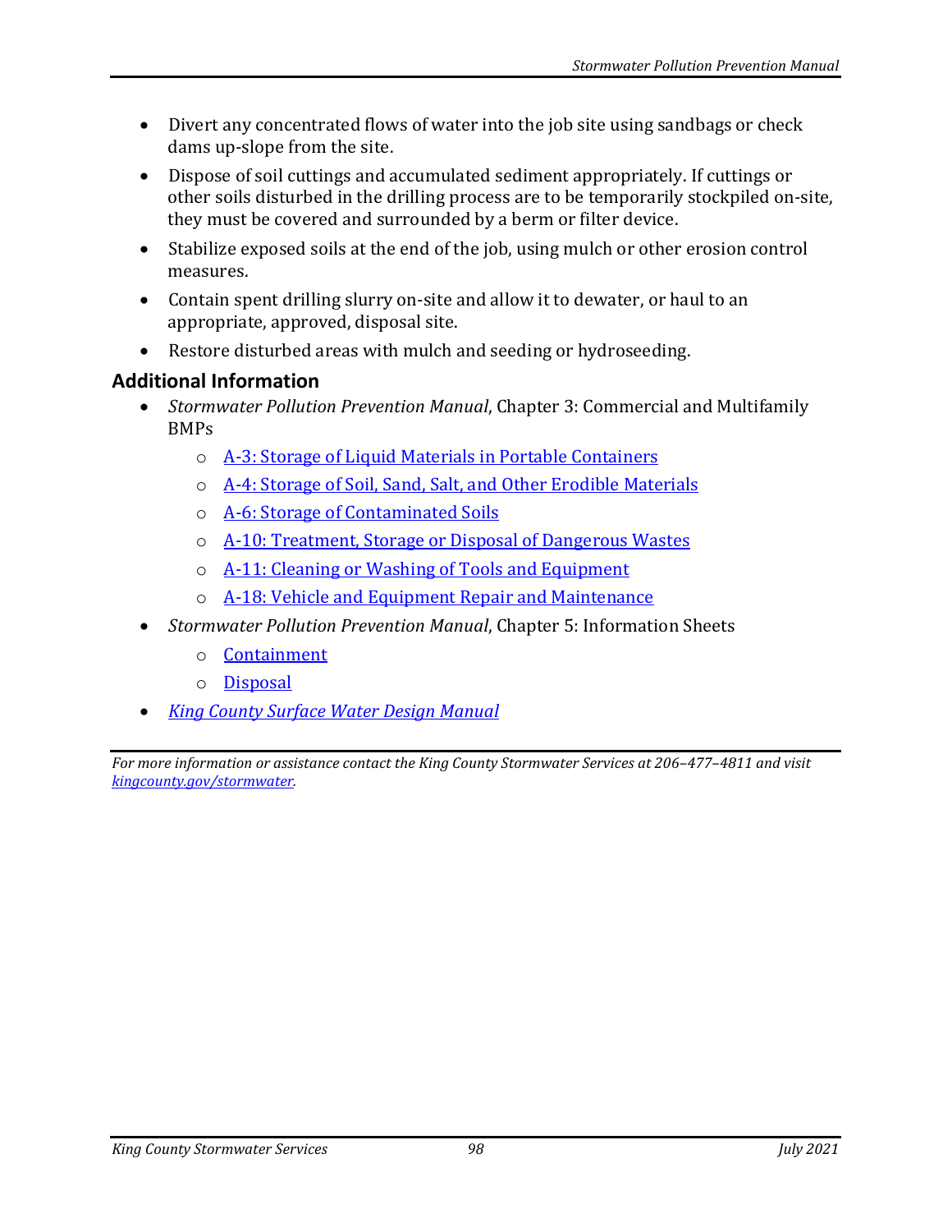- Divert any concentrated flows of water into the job site using sandbags or check dams up-slope from the site.
- Dispose of soil cuttings and accumulated sediment appropriately. If cuttings or other soils disturbed in the drilling process are to be temporarily stockpiled on-site, they must be covered and surrounded by a berm or filter device.
- Stabilize exposed soils at the end of the job, using mulch or other erosion control measures.
- Contain spent drilling slurry on-site and allow it to dewater, or haul to an appropriate, approved, disposal site.
- Restore disturbed areas with mulch and seeding or hydroseeding.

## Additional Information

- *Stormwater Pollution Prevention Manual*, Chapter 3: Commercial and Multifamily BMPs
    - A-3: Storage of Liquid Materials in Portable Containers
    - A-4: Storage of Soil, Sand, Salt, and Other Erodible Materials
    - A-6: Storage of Contaminated Soils
    - A-10: Treatment, Storage or Disposal of Dangerous Wastes
    - A-11: Cleaning or Washing of Tools and Equipment
    - A-18: Vehicle and Equipment Repair and Maintenance
- *Stormwater Pollution Prevention Manual*, Chapter 5: Information Sheets
    - Containment
    - Disposal
- *King County Surface Water Design Manual*

*For more information or assistance contact the King County Stormwater Services at 206–477–4811 and visit kingcounty.gov/stormwater.*